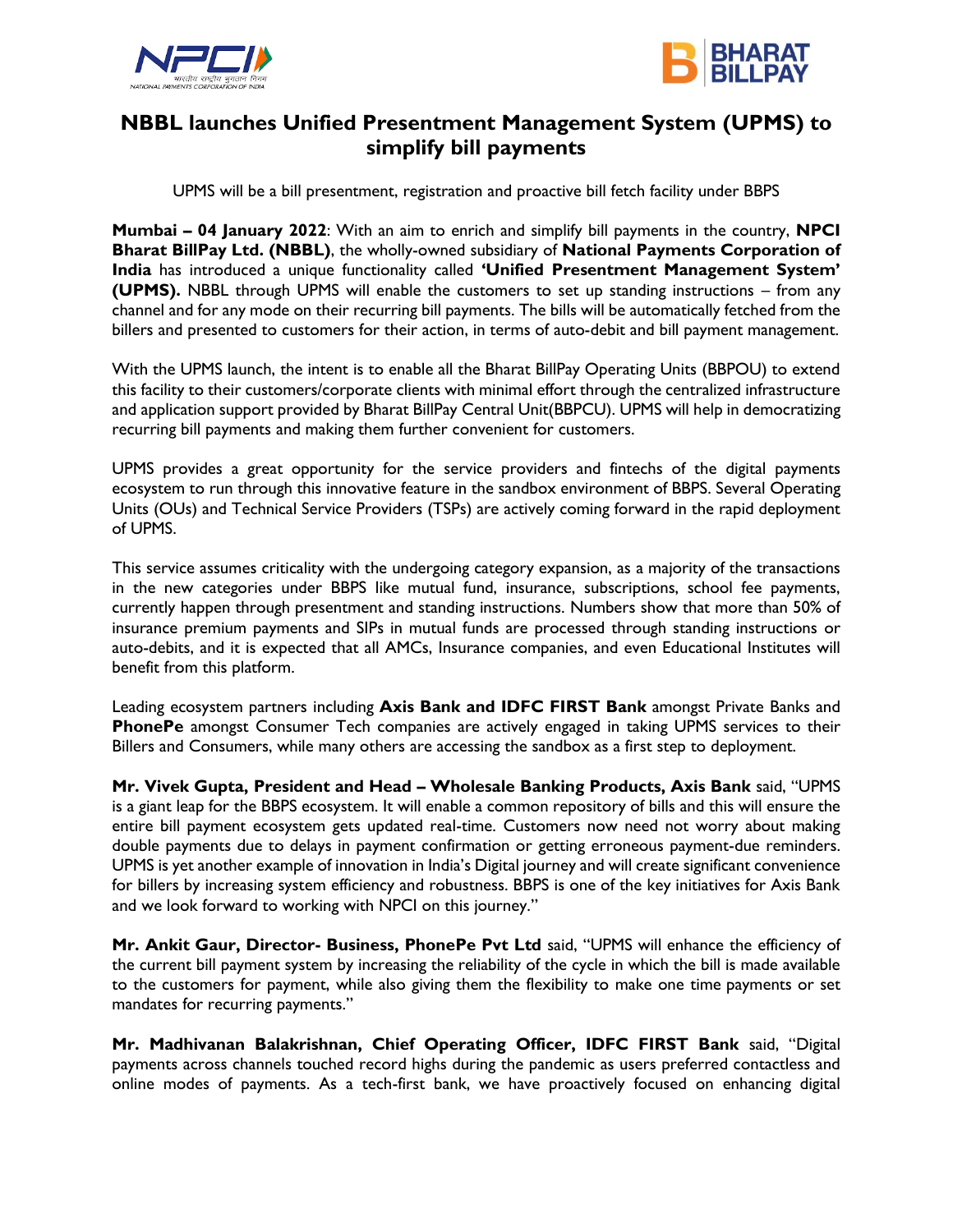# NBBL launches Unified Presentment Management System (UPMS) to simplify bill payments

UPMS will be a bill presentment, registration and proactive bill fetch facility under BBPS

**Mumbai – 04 January 2022**: With an aim to enrich and simplify bill payments in the country, **NPCI Bharat BillPay Ltd. (NBBL)**, the wholly-owned subsidiary of **National Payments Corporation of India** has introduced a unique functionality called **'Unified Presentment Management System' (UPMS).** NBBL through UPMS will enable the customers to set up standing instructions – from any channel and for any mode on their recurring bill payments. The bills will be automatically fetched from the billers and presented to customers for their action, in terms of auto-debit and bill payment management.

With the UPMS launch, the intent is to enable all the Bharat BillPay Operating Units (BBPOU) to extend this facility to their customers/corporate clients with minimal effort through the centralized infrastructure and application support provided by Bharat BillPay Central Unit(BBPCU). UPMS will help in democratizing recurring bill payments and making them further convenient for customers.

UPMS provides a great opportunity for the service providers and fintechs of the digital payments ecosystem to run through this innovative feature in the sandbox environment of BBPS. Several Operating Units (OUs) and Technical Service Providers (TSPs) are actively coming forward in the rapid deployment of UPMS.

This service assumes criticality with the undergoing category expansion, as a majority of the transactions in the new categories under BBPS like mutual fund, insurance, subscriptions, school fee payments, currently happen through presentment and standing instructions. Numbers show that more than 50% of insurance premium payments and SIPs in mutual funds are processed through standing instructions or auto-debits, and it is expected that all AMCs, Insurance companies, and even Educational Institutes will benefit from this platform.

Leading ecosystem partners including **Axis Bank and IDFC FIRST Bank** amongst Private Banks and **PhonePe** amongst Consumer Tech companies are actively engaged in taking UPMS services to their Billers and Consumers, while many others are accessing the sandbox as a first step to deployment.

**Mr. Vivek Gupta, President and Head – Wholesale Banking Products, Axis Bank** said, "UPMS is a giant leap for the BBPS ecosystem. It will enable a common repository of bills and this will ensure the entire bill payment ecosystem gets updated real-time. Customers now need not worry about making double payments due to delays in payment confirmation or getting erroneous payment-due reminders. UPMS is yet another example of innovation in India's Digital journey and will create significant convenience for billers by increasing system efficiency and robustness. BBPS is one of the key initiatives for Axis Bank and we look forward to working with NPCI on this journey."

**Mr. Ankit Gaur, Director- Business, PhonePe Pvt Ltd** said, "UPMS will enhance the efficiency of the current bill payment system by increasing the reliability of the cycle in which the bill is made available to the customers for payment, while also giving them the flexibility to make one time payments or set mandates for recurring payments."

**Mr. Madhivanan Balakrishnan, Chief Operating Officer, IDFC FIRST Bank** said, "Digital payments across channels touched record highs during the pandemic as users preferred contactless and online modes of payments. As a tech-first bank, we have proactively focused on enhancing digital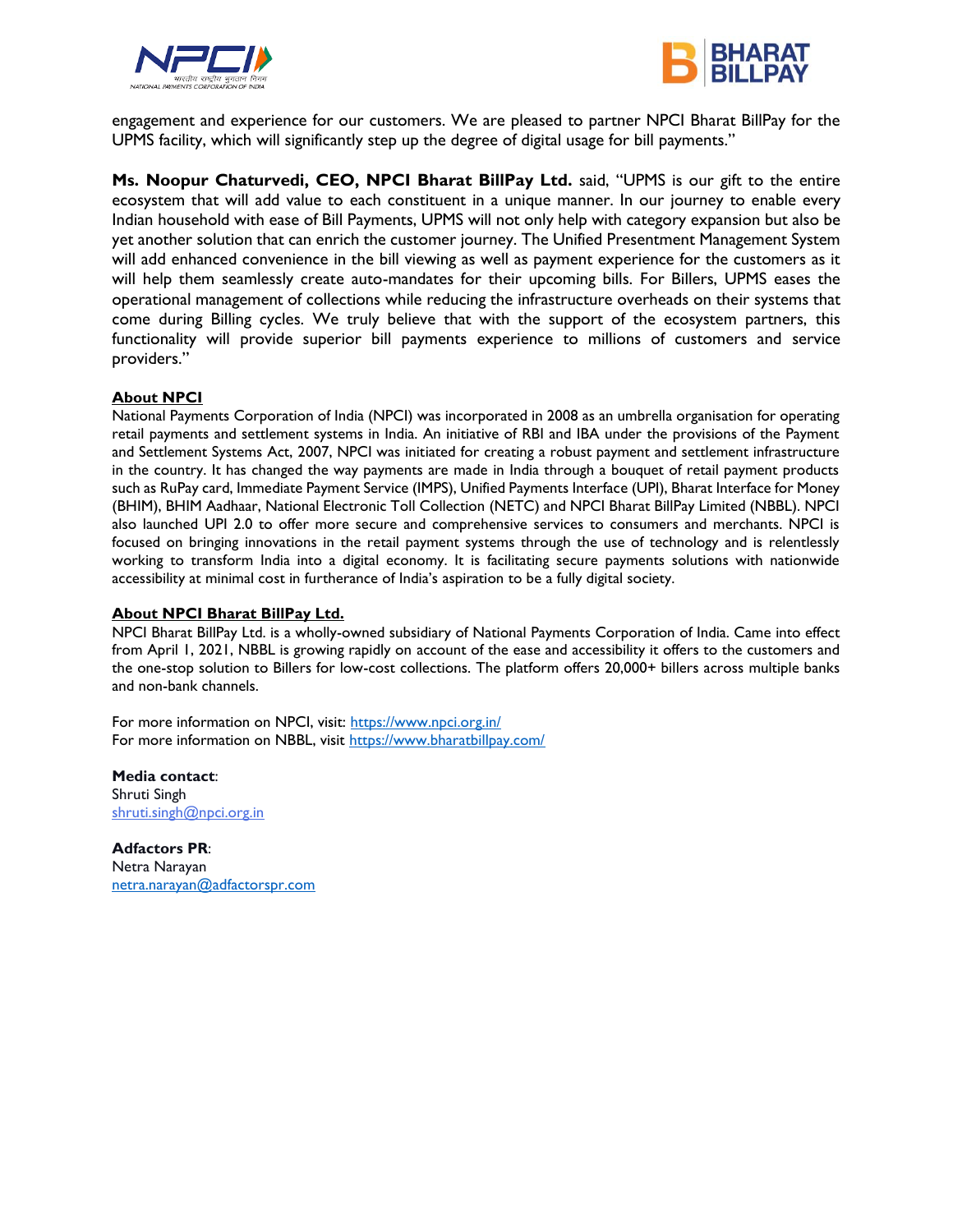engagement and experience for our customers. We are pleased to partner NPCI Bharat BillPay for the UPMS facility, which will significantly step up the degree of digital usage for bill payments."

**Ms. Noopur Chaturvedi, CEO, NPCI Bharat BillPay Ltd.** said, "UPMS is our gift to the entire ecosystem that will add value to each constituent in a unique manner. In our journey to enable every Indian household with ease of Bill Payments, UPMS will not only help with category expansion but also be yet another solution that can enrich the customer journey. The Unified Presentment Management System will add enhanced convenience in the bill viewing as well as payment experience for the customers as it will help them seamlessly create auto-mandates for their upcoming bills. For Billers, UPMS eases the operational management of collections while reducing the infrastructure overheads on their systems that come during Billing cycles. We truly believe that with the support of the ecosystem partners, this functionality will provide superior bill payments experience to millions of customers and service providers."

**About NPCI**

National Payments Corporation of India (NPCI) was incorporated in 2008 as an umbrella organisation for operating retail payments and settlement systems in India. An initiative of RBI and IBA under the provisions of the Payment and Settlement Systems Act, 2007, NPCI was initiated for creating a robust payment and settlement infrastructure in the country. It has changed the way payments are made in India through a bouquet of retail payment products such as RuPay card, Immediate Payment Service (IMPS), Unified Payments Interface (UPI), Bharat Interface for Money (BHIM), BHIM Aadhaar, National Electronic Toll Collection (NETC) and NPCI Bharat BillPay Limited (NBBL). NPCI also launched UPI 2.0 to offer more secure and comprehensive services to consumers and merchants. NPCI is focused on bringing innovations in the retail payment systems through the use of technology and is relentlessly working to transform India into a digital economy. It is facilitating secure payments solutions with nationwide accessibility at minimal cost in furtherance of India's aspiration to be a fully digital society.

**About NPCI Bharat BillPay Ltd.**

NPCI Bharat BillPay Ltd. is a wholly-owned subsidiary of National Payments Corporation of India. Came into effect from April 1, 2021, NBBL is growing rapidly on account of the ease and accessibility it offers to the customers and the one-stop solution to Billers for low-cost collections. The platform offers 20,000+ billers across multiple banks and non-bank channels.

For more information on NPCI, visit: https://www.npci.org.in/
For more information on NBBL, visit https://www.bharatbillpay.com/

**Media contact**:
Shruti Singh
shruti.singh@npci.org.in

**Adfactors PR**:
Netra Narayan
netra.narayan@adfactorspr.com